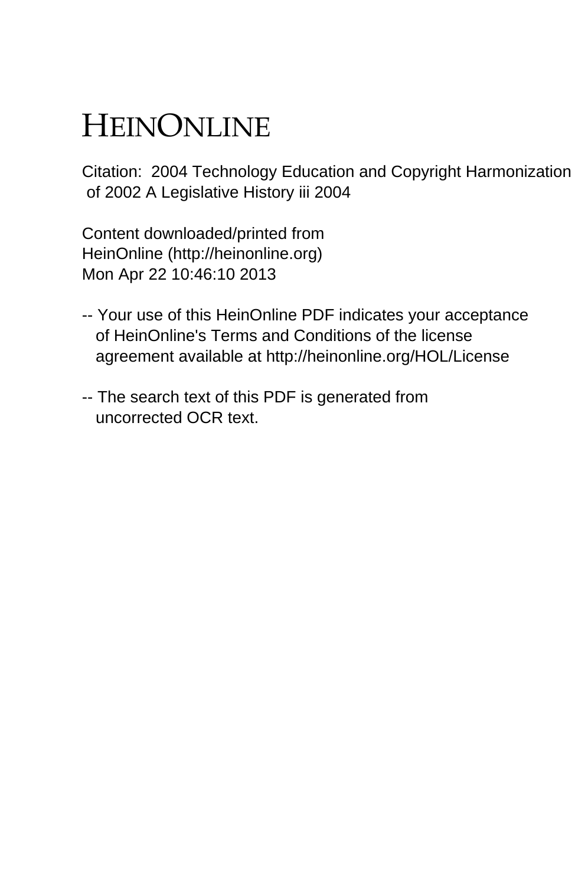# HEINONLINE

Citation: 2004 Technology Education and Copyright Harmonization of 2002 A Legislative History iii 2004

Content downloaded/printed from
HeinOnline (http://heinonline.org)
Mon Apr 22 10:46:10 2013

-- Your use of this HeinOnline PDF indicates your acceptance of HeinOnline's Terms and Conditions of the license agreement available at http://heinonline.org/HOL/License

-- The search text of this PDF is generated from uncorrected OCR text.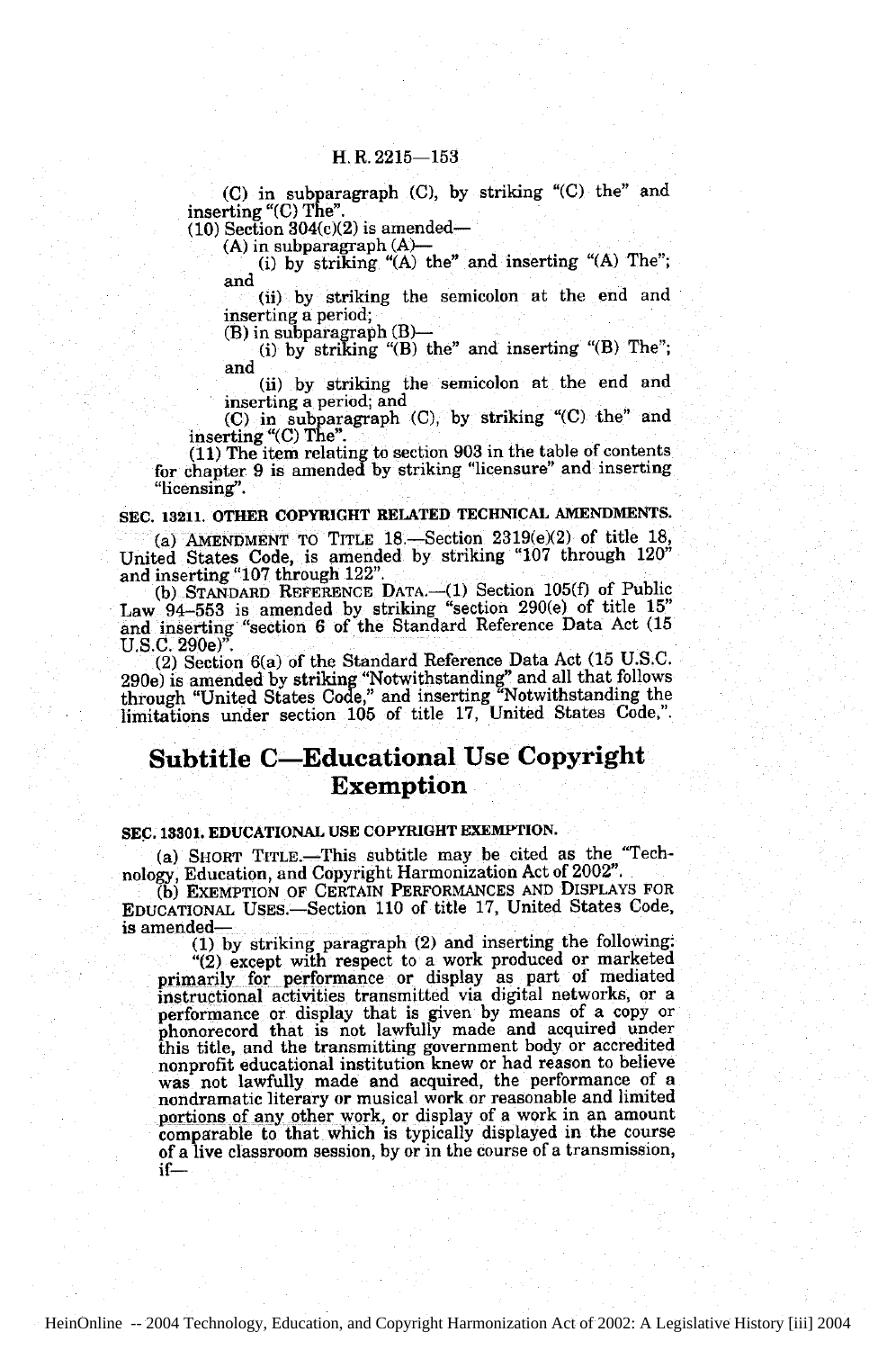(C) in subparagraph (C), by striking "(C) the" and inserting "(C) The".

(10) Section 304(c)(2) is amended—

(A) in subparagraph (A)—

(i) by striking "(A) the" and inserting "(A) The"; and

(ii) by striking the semicolon at the end and inserting a period;

(B) in subparagraph (B)—

(i) by striking "(B) the" and inserting "(B) The"; and

(ii) by striking the semicolon at the end and inserting a period; and

(C) in subparagraph (C), by striking "(C) the" and inserting "(C) The".

(11) The item relating to section 903 in the table of contents for chapter 9 is amended by striking "licensure" and inserting "licensing".

**SEC. 13211. OTHER COPYRIGHT RELATED TECHNICAL AMENDMENTS.**

(a) AMENDMENT TO TITLE 18.—Section 2319(e)(2) of title 18, United States Code, is amended by striking "107 through 120" and inserting "107 through 122".

(b) STANDARD REFERENCE DATA.—(1) Section 105(f) of Public Law 94–553 is amended by striking "section 290(e) of title 15" and inserting "section 6 of the Standard Reference Data Act (15 U.S.C. 290e)".

(2) Section 6(a) of the Standard Reference Data Act (15 U.S.C. 290e) is amended by striking "Notwithstanding" and all that follows through "United States Code," and inserting "Notwithstanding the limitations under section 105 of title 17, United States Code,".

# Subtitle C—Educational Use Copyright Exemption

**SEC. 13301. EDUCATIONAL USE COPYRIGHT EXEMPTION.**

(a) SHORT TITLE.—This subtitle may be cited as the "Technology, Education, and Copyright Harmonization Act of 2002".

(b) EXEMPTION OF CERTAIN PERFORMANCES AND DISPLAYS FOR EDUCATIONAL USES.—Section 110 of title 17, United States Code, is amended—

(1) by striking paragraph (2) and inserting the following:

"(2) except with respect to a work produced or marketed primarily for performance or display as part of mediated instructional activities transmitted via digital networks, or a performance or display that is given by means of a copy or phonorecord that is not lawfully made and acquired under this title, and the transmitting government body or accredited nonprofit educational institution knew or had reason to believe was not lawfully made and acquired, the performance of a nondramatic literary or musical work or reasonable and limited portions of any other work, or display of a work in an amount comparable to that which is typically displayed in the course of a live classroom session, by or in the course of a transmission, if—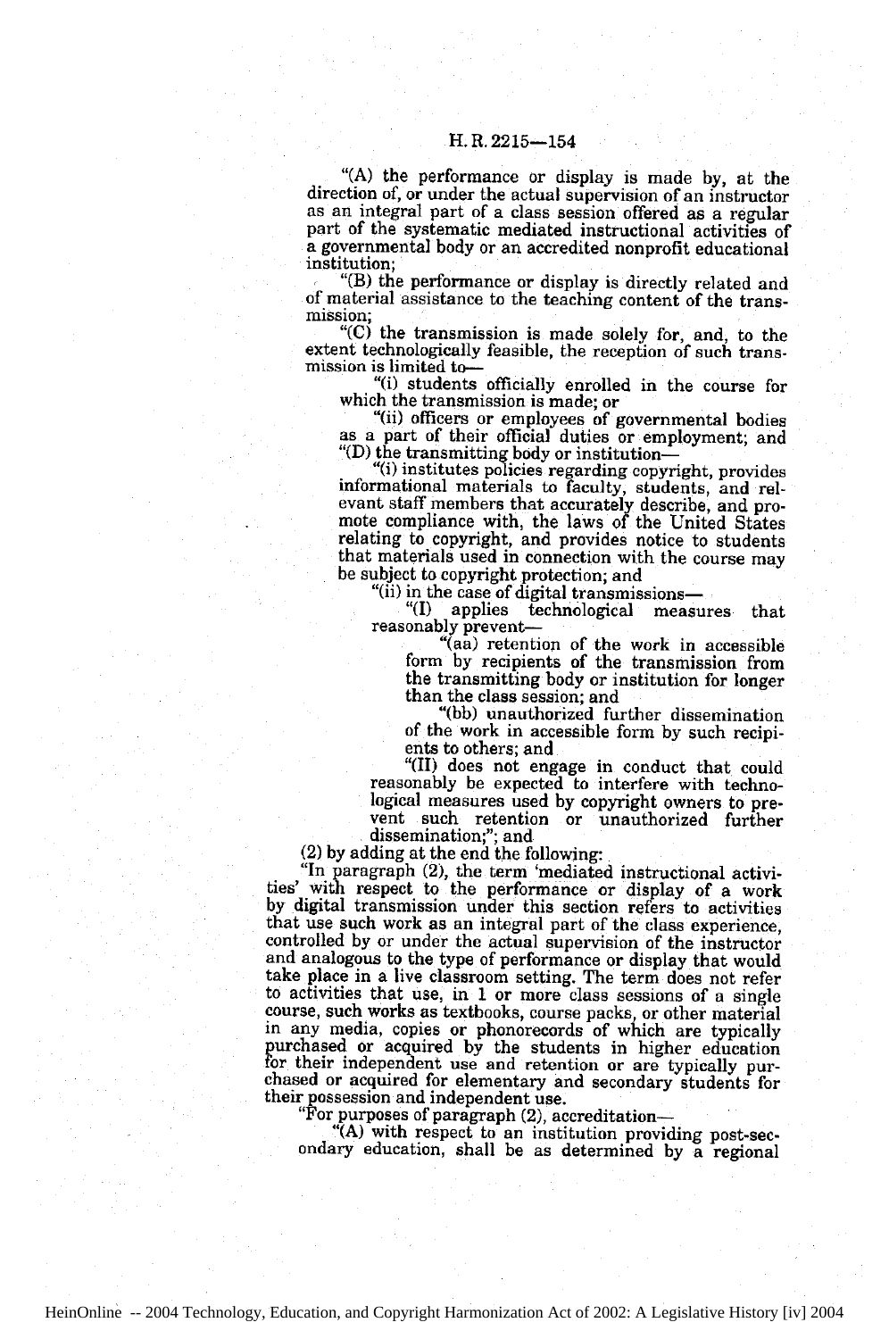"(A) the performance or display is made by, at the direction of, or under the actual supervision of an instructor as an integral part of a class session offered as a regular part of the systematic mediated instructional activities of a governmental body or an accredited nonprofit educational institution;

"(B) the performance or display is directly related and of material assistance to the teaching content of the transmission;

"(C) the transmission is made solely for, and, to the extent technologically feasible, the reception of such transmission is limited to—

"(i) students officially enrolled in the course for which the transmission is made; or

"(ii) officers or employees of governmental bodies as a part of their official duties or employment; and

"(D) the transmitting body or institution—

"(i) institutes policies regarding copyright, provides informational materials to faculty, students, and relevant staff members that accurately describe, and promote compliance with, the laws of the United States relating to copyright, and provides notice to students that materials used in connection with the course may be subject to copyright protection; and

"(ii) in the case of digital transmissions—

"(I) applies technological measures that reasonably prevent—

"(aa) retention of the work in accessible form by recipients of the transmission from the transmitting body or institution for longer than the class session; and

"(bb) unauthorized further dissemination of the work in accessible form by such recipients to others; and

"(II) does not engage in conduct that could reasonably be expected to interfere with technological measures used by copyright owners to prevent such retention or unauthorized further dissemination;"; and

(2) by adding at the end the following:

"In paragraph (2), the term 'mediated instructional activities' with respect to the performance or display of a work by digital transmission under this section refers to activities that use such work as an integral part of the class experience, controlled by or under the actual supervision of the instructor and analogous to the type of performance or display that would take place in a live classroom setting. The term does not refer to activities that use, in 1 or more class sessions of a single course, such works as textbooks, course packs, or other material in any media, copies or phonorecords of which are typically purchased or acquired by the students in higher education for their independent use and retention or are typically purchased or acquired for elementary and secondary students for their possession and independent use.

"For purposes of paragraph (2), accreditation—

"(A) with respect to an institution providing post-secondary education, shall be as determined by a regional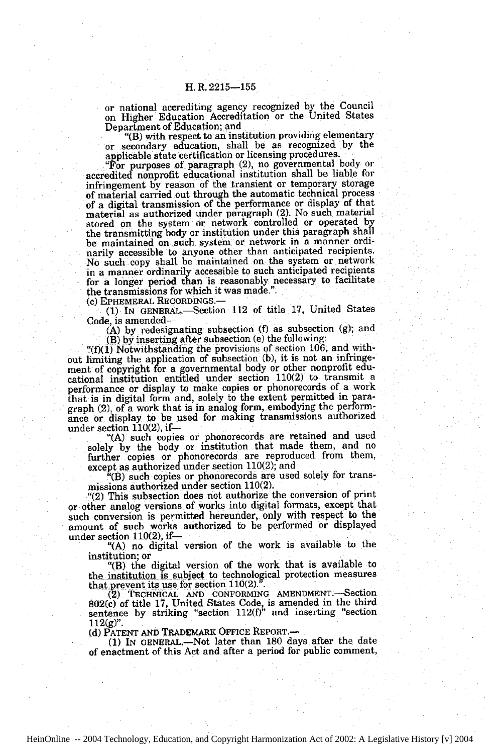or national accrediting agency recognized by the Council on Higher Education Accreditation or the United States Department of Education; and

"(B) with respect to an institution providing elementary or secondary education, shall be as recognized by the applicable state certification or licensing procedures.

"For purposes of paragraph (2), no governmental body or accredited nonprofit educational institution shall be liable for infringement by reason of the transient or temporary storage of material carried out through the automatic technical process of a digital transmission of the performance or display of that material as authorized under paragraph (2). No such material stored on the system or network controlled or operated by the transmitting body or institution under this paragraph shall be maintained on such system or network in a manner ordinarily accessible to anyone other than anticipated recipients. No such copy shall be maintained on the system or network in a manner ordinarily accessible to such anticipated recipients for a longer period than is reasonably necessary to facilitate the transmissions for which it was made.".

(c) EPHEMERAL RECORDINGS.—

(1) IN GENERAL.—Section 112 of title 17, United States Code, is amended—

(A) by redesignating subsection (f) as subsection (g); and

(B) by inserting after subsection (e) the following:

"(f)(1) Notwithstanding the provisions of section 106, and without limiting the application of subsection (b), it is not an infringement of copyright for a governmental body or other nonprofit educational institution entitled under section 110(2) to transmit a performance or display to make copies or phonorecords of a work that is in digital form and, solely to the extent permitted in paragraph (2), of a work that is in analog form, embodying the performance or display to be used for making transmissions authorized under section 110(2), if—

"(A) such copies or phonorecords are retained and used solely by the body or institution that made them, and no further copies or phonorecords are reproduced from them, except as authorized under section 110(2); and

"(B) such copies or phonorecords are used solely for transmissions authorized under section 110(2).

"(2) This subsection does not authorize the conversion of print or other analog versions of works into digital formats, except that such conversion is permitted hereunder, only with respect to the amount of such works authorized to be performed or displayed under section 110(2), if—

"(A) no digital version of the work is available to the institution; or

"(B) the digital version of the work that is available to the institution is subject to technological protection measures that prevent its use for section 110(2).".

(2) TECHNICAL AND CONFORMING AMENDMENT.—Section 802(c) of title 17, United States Code, is amended in the third sentence by striking "section 112(f)" and inserting "section 112(g)".

(d) PATENT AND TRADEMARK OFFICE REPORT.—

(1) IN GENERAL.—Not later than 180 days after the date of enactment of this Act and after a period for public comment,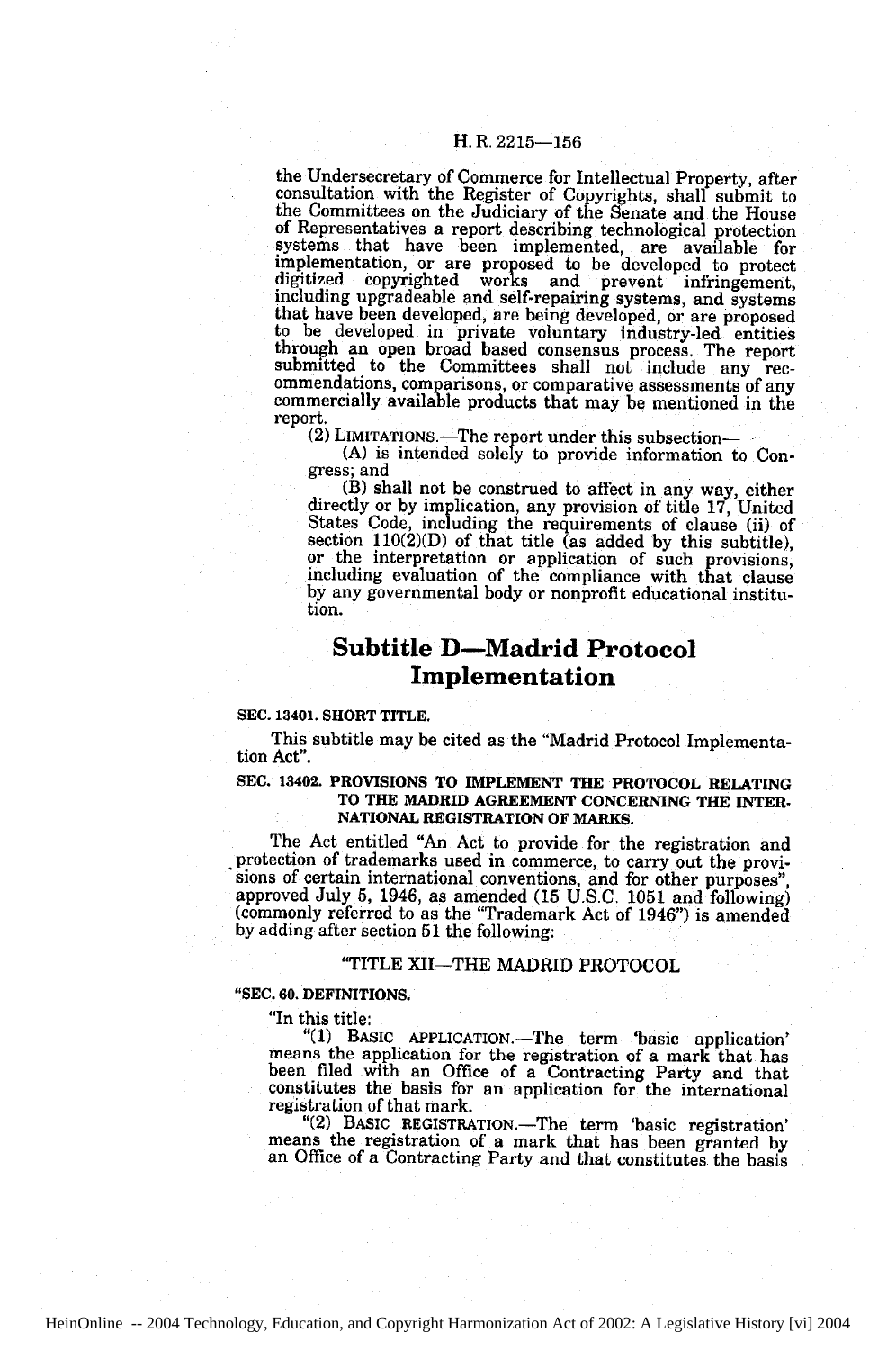the Undersecretary of Commerce for Intellectual Property, after consultation with the Register of Copyrights, shall submit to the Committees on the Judiciary of the Senate and the House of Representatives a report describing technological protection systems that have been implemented, are available for implementation, or are proposed to be developed to protect digitized copyrighted works and prevent infringement, including upgradeable and self-repairing systems, and systems that have been developed, are being developed, or are proposed to be developed in private voluntary industry-led entities through an open broad based consensus process. The report submitted to the Committees shall not include any recommendations, comparisons, or comparative assessments of any commercially available products that may be mentioned in the report.

(2) LIMITATIONS.—The report under this subsection—

(A) is intended solely to provide information to Congress; and

(B) shall not be construed to affect in any way, either directly or by implication, any provision of title 17, United States Code, including the requirements of clause (ii) of section 110(2)(D) of that title (as added by this subtitle), or the interpretation or application of such provisions, including evaluation of the compliance with that clause by any governmental body or nonprofit educational institution.

## Subtitle D—Madrid Protocol Implementation

**SEC. 13401. SHORT TITLE.**

This subtitle may be cited as the "Madrid Protocol Implementation Act".

**SEC. 13402. PROVISIONS TO IMPLEMENT THE PROTOCOL RELATING TO THE MADRID AGREEMENT CONCERNING THE INTERNATIONAL REGISTRATION OF MARKS.**

The Act entitled "An Act to provide for the registration and protection of trademarks used in commerce, to carry out the provisions of certain international conventions, and for other purposes", approved July 5, 1946, as amended (15 U.S.C. 1051 and following) (commonly referred to as the "Trademark Act of 1946") is amended by adding after section 51 the following:

"TITLE XII—THE MADRID PROTOCOL

**"SEC. 60. DEFINITIONS.**

"In this title:

"(1) BASIC APPLICATION.—The term 'basic application' means the application for the registration of a mark that has been filed with an Office of a Contracting Party and that constitutes the basis for an application for the international registration of that mark.

"(2) BASIC REGISTRATION.—The term 'basic registration' means the registration of a mark that has been granted by an Office of a Contracting Party and that constitutes the basis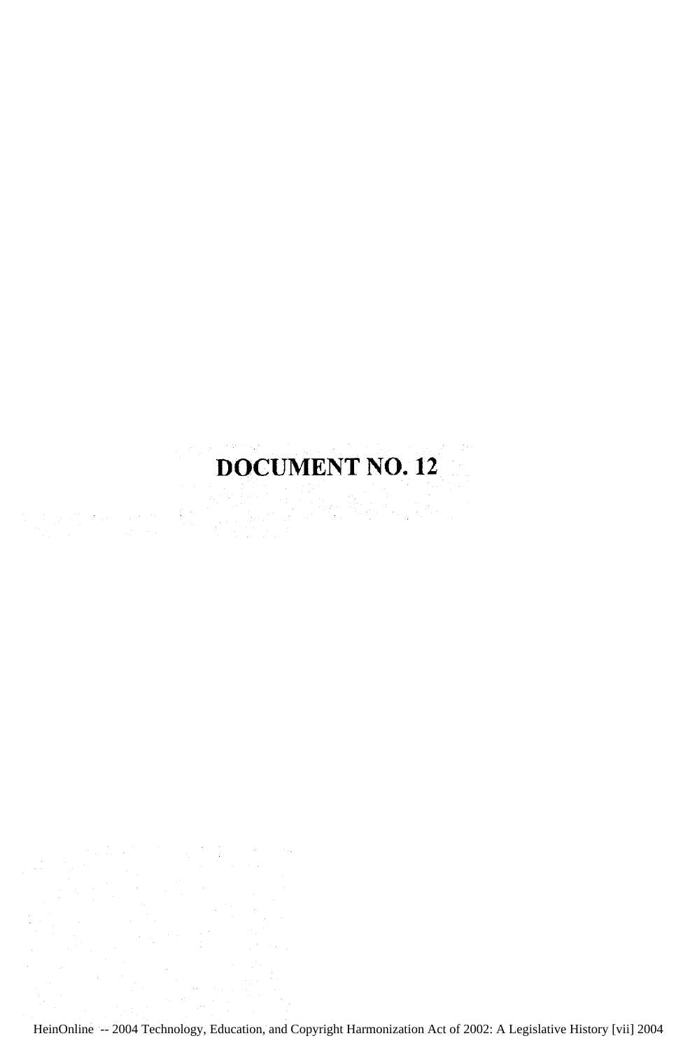# DOCUMENT NO. 12